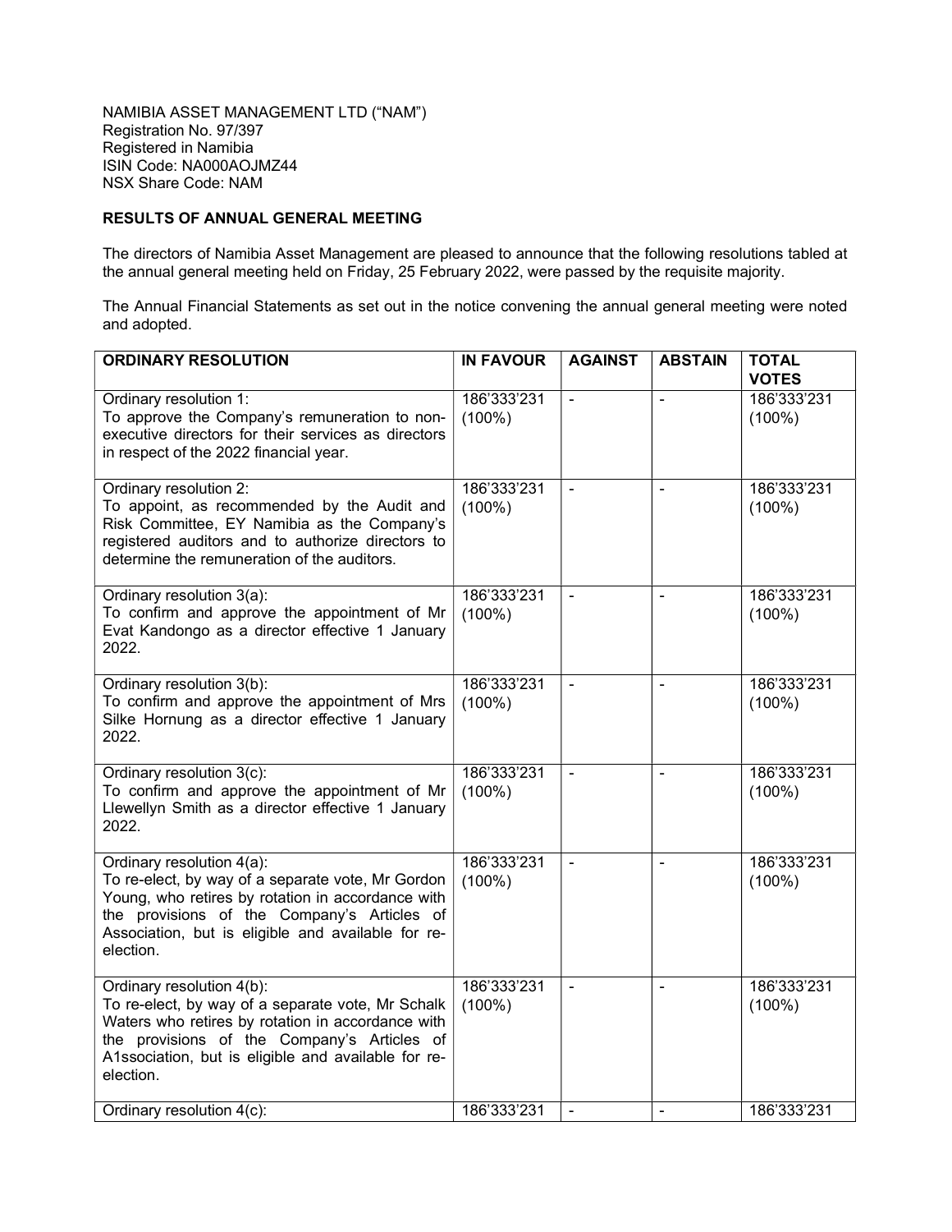NAMIBIA ASSET MANAGEMENT LTD ("NAM")
Registration No. 97/397
Registered in Namibia
ISIN Code: NA000AOJMZ44
NSX Share Code: NAM

**RESULTS OF ANNUAL GENERAL MEETING**

The directors of Namibia Asset Management are pleased to announce that the following resolutions tabled at the annual general meeting held on Friday, 25 February 2022, were passed by the requisite majority.

The Annual Financial Statements as set out in the notice convening the annual general meeting were noted and adopted.

| ORDINARY RESOLUTION | IN FAVOUR | AGAINST | ABSTAIN | TOTAL VOTES |
|---|---|---|---|---|
| Ordinary resolution 1: To approve the Company's remuneration to non-executive directors for their services as directors in respect of the 2022 financial year. | 186'333'231 (100%) | - | - | 186'333'231 (100%) |
| Ordinary resolution 2: To appoint, as recommended by the Audit and Risk Committee, EY Namibia as the Company's registered auditors and to authorize directors to determine the remuneration of the auditors. | 186'333'231 (100%) | - | - | 186'333'231 (100%) |
| Ordinary resolution 3(a): To confirm and approve the appointment of Mr Evat Kandongo as a director effective 1 January 2022. | 186'333'231 (100%) | - | - | 186'333'231 (100%) |
| Ordinary resolution 3(b): To confirm and approve the appointment of Mrs Silke Hornung as a director effective 1 January 2022. | 186'333'231 (100%) | - | - | 186'333'231 (100%) |
| Ordinary resolution 3(c): To confirm and approve the appointment of Mr Llewellyn Smith as a director effective 1 January 2022. | 186'333'231 (100%) | - | - | 186'333'231 (100%) |
| Ordinary resolution 4(a): To re-elect, by way of a separate vote, Mr Gordon Young, who retires by rotation in accordance with the provisions of the Company's Articles of Association, but is eligible and available for re-election. | 186'333'231 (100%) | - | - | 186'333'231 (100%) |
| Ordinary resolution 4(b): To re-elect, by way of a separate vote, Mr Schalk Waters who retires by rotation in accordance with the provisions of the Company's Articles of A1ssociation, but is eligible and available for re-election. | 186'333'231 (100%) | - | - | 186'333'231 (100%) |
| Ordinary resolution 4(c): | 186'333'231 | - | - | 186'333'231 |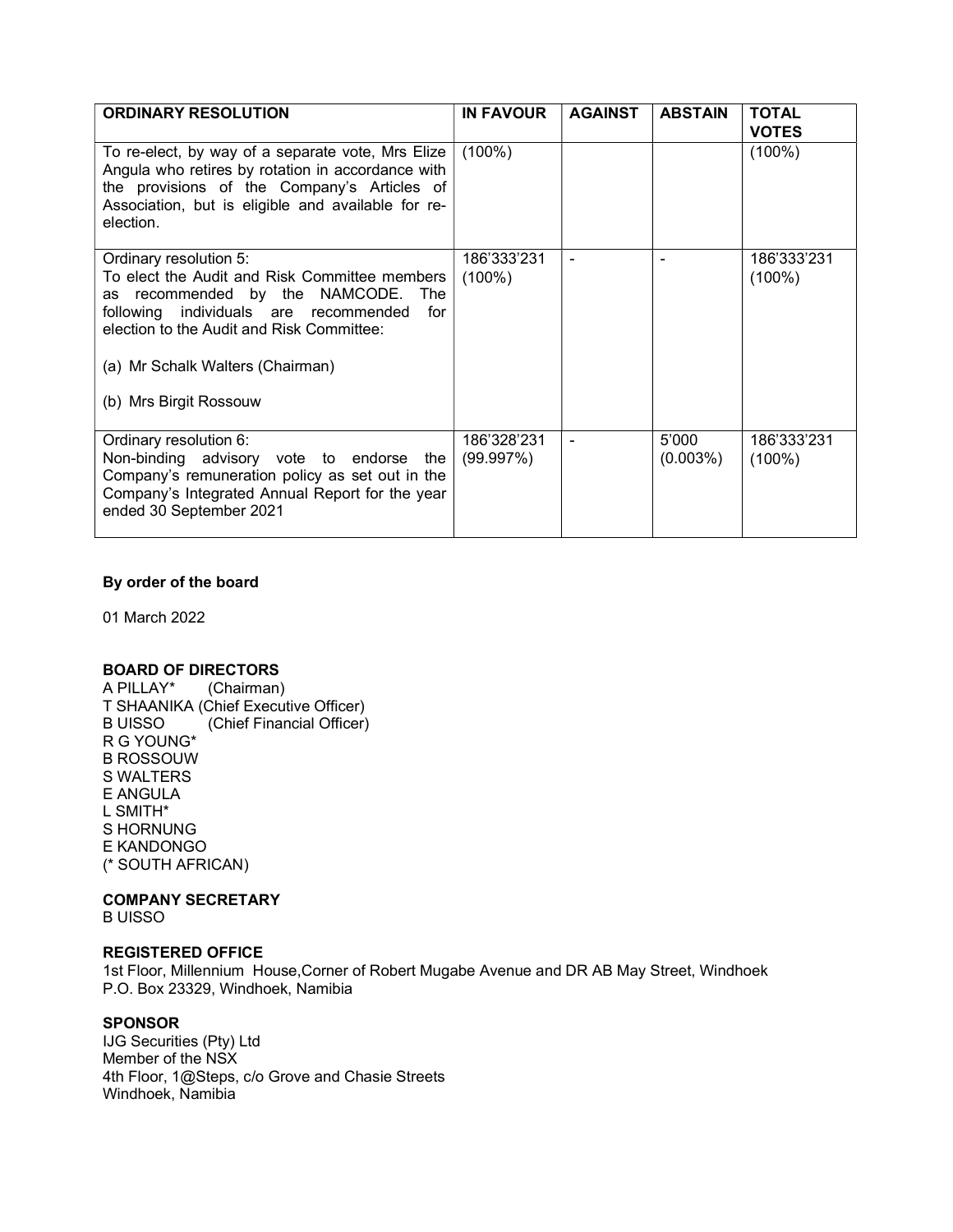| ORDINARY RESOLUTION | IN FAVOUR | AGAINST | ABSTAIN | TOTAL VOTES |
|---|---|---|---|---|
| To re-elect, by way of a separate vote, Mrs Elize Angula who retires by rotation in accordance with the provisions of the Company's Articles of Association, but is eligible and available for re-election. | (100%) | | | (100%) |
| Ordinary resolution 5:<br>To elect the Audit and Risk Committee members as recommended by the NAMCODE. The following individuals are recommended for election to the Audit and Risk Committee:<br><br>(a) Mr Schalk Walters (Chairman)<br><br>(b) Mrs Birgit Rossouw | 186'333'231 (100%) | - | - | 186'333'231 (100%) |
| Ordinary resolution 6:<br>Non-binding advisory vote to endorse the Company's remuneration policy as set out in the Company's Integrated Annual Report for the year ended 30 September 2021 | 186'328'231 (99.997%) | - | 5'000 (0.003%) | 186'333'231 (100%) |

**By order of the board**

01 March 2022

**BOARD OF DIRECTORS**
A PILLAY* (Chairman)
T SHAANIKA (Chief Executive Officer)
B UISSO (Chief Financial Officer)
R G YOUNG*
B ROSSOUW
S WALTERS
E ANGULA
L SMITH*
S HORNUNG
E KANDONGO
(* SOUTH AFRICAN)

**COMPANY SECRETARY**
B UISSO

**REGISTERED OFFICE**
1st Floor, Millennium House,Corner of Robert Mugabe Avenue and DR AB May Street, Windhoek
P.O. Box 23329, Windhoek, Namibia

**SPONSOR**
IJG Securities (Pty) Ltd
Member of the NSX
4th Floor, 1@Steps, c/o Grove and Chasie Streets
Windhoek, Namibia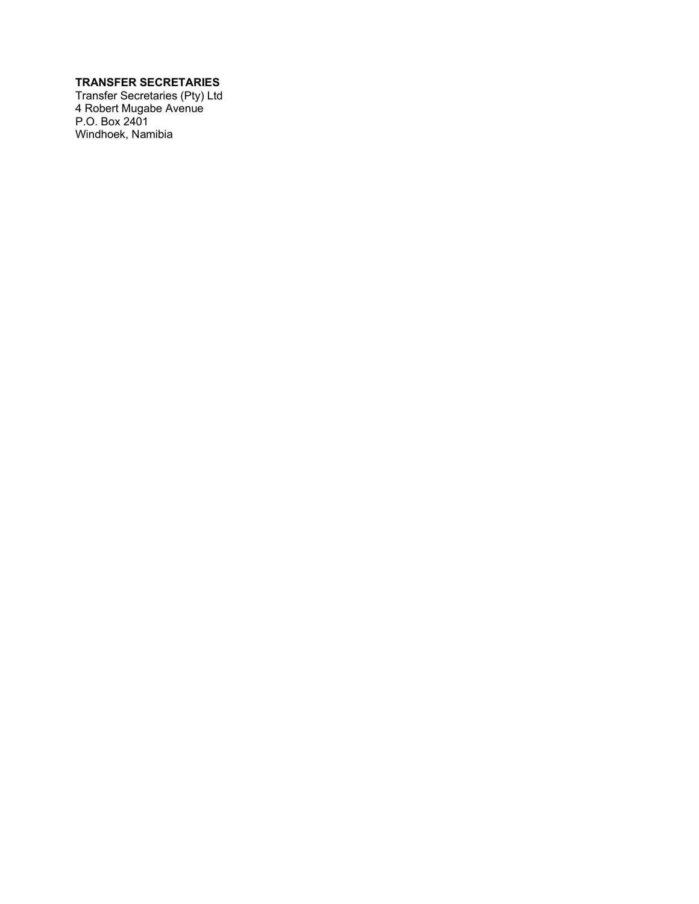**TRANSFER SECRETARIES**

Transfer Secretaries (Pty) Ltd
4 Robert Mugabe Avenue
P.O. Box 2401
Windhoek, Namibia